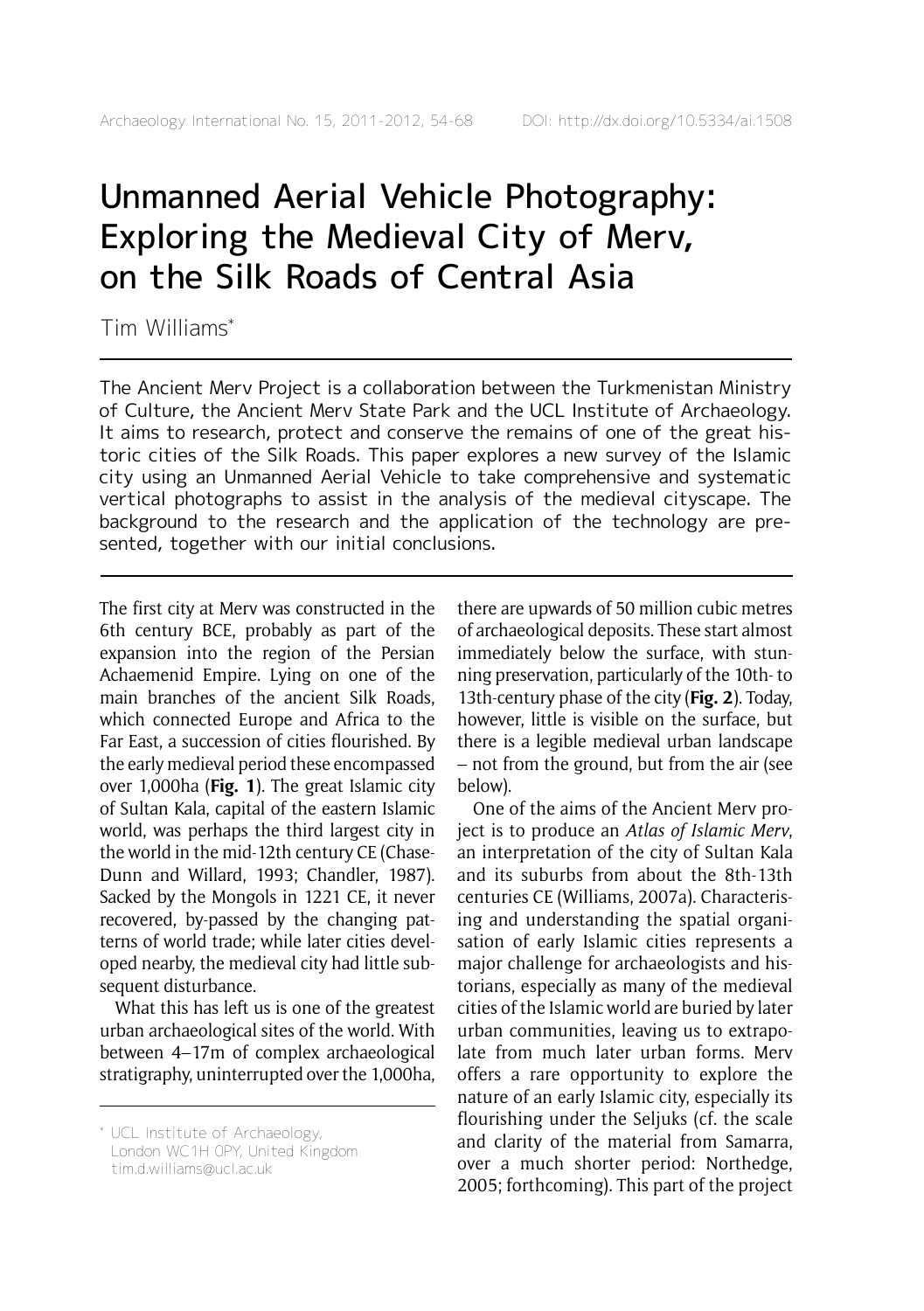# Unmanned Aerial Vehicle Photography: Exploring the Medieval City of Merv, on the Silk Roads of Central Asia

Tim Williams*

The Ancient Merv Project is a collaboration between the Turkmenistan Ministry of Culture, the Ancient Merv State Park and the UCL Institute of Archaeology. It aims to research, protect and conserve the remains of one of the great historic cities of the Silk Roads. This paper explores a new survey of the Islamic city using an Unmanned Aerial Vehicle to take comprehensive and systematic vertical photographs to assist in the analysis of the medieval cityscape. The background to the research and the application of the technology are presented, together with our initial conclusions.

The first city at Merv was constructed in the 6th century BCE, probably as part of the expansion into the region of the Persian Achaemenid Empire. Lying on one of the main branches of the ancient Silk Roads, which connected Europe and Africa to the Far East, a succession of cities flourished. By the early medieval period these encompassed over 1,000ha (**Fig. 1**). The great Islamic city of Sultan Kala, capital of the eastern Islamic world, was perhaps the third largest city in the world in the mid-12th century CE (Chase-Dunn and Willard, 1993; Chandler, 1987). Sacked by the Mongols in 1221 CE, it never recovered, by-passed by the changing patterns of world trade; while later cities developed nearby, the medieval city had little subsequent disturbance.

What this has left us is one of the greatest urban archaeological sites of the world. With between 4–17m of complex archaeological stratigraphy, uninterrupted over the 1,000ha, there are upwards of 50 million cubic metres of archaeological deposits. These start almost immediately below the surface, with stunning preservation, particularly of the 10th- to 13th-century phase of the city (**Fig. 2**). Today, however, little is visible on the surface, but there is a legible medieval urban landscape – not from the ground, but from the air (see below).

One of the aims of the Ancient Merv project is to produce an *Atlas of Islamic Merv*, an interpretation of the city of Sultan Kala and its suburbs from about the 8th-13th centuries CE (Williams, 2007a). Characterising and understanding the spatial organisation of early Islamic cities represents a major challenge for archaeologists and historians, especially as many of the medieval cities of the Islamic world are buried by later urban communities, leaving us to extrapolate from much later urban forms. Merv offers a rare opportunity to explore the nature of an early Islamic city, especially its flourishing under the Seljuks (cf. the scale and clarity of the material from Samarra, over a much shorter period: Northedge, 2005; forthcoming). This part of the project

\* UCL Institute of Archaeology, London WC1H 0PY, United Kingdom tim.d.williams@ucl.ac.uk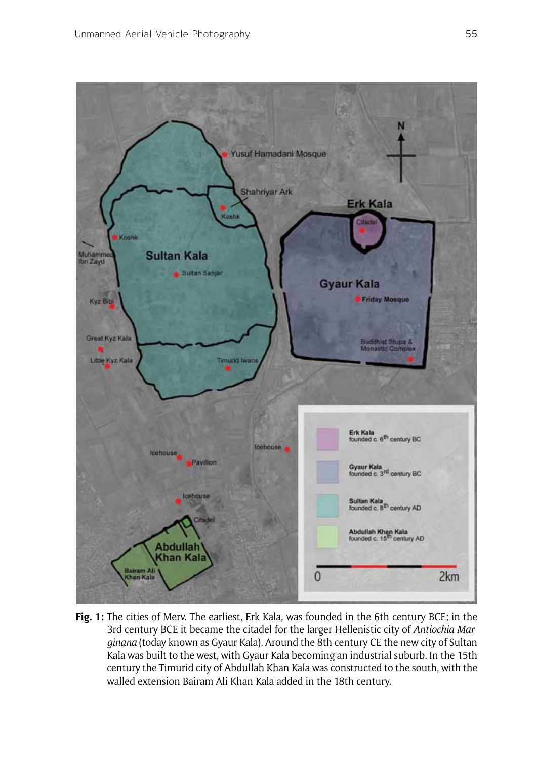**Fig. 1:** The cities of Merv. The earliest, Erk Kala, was founded in the 6th century BCE; in the 3rd century BCE it became the citadel for the larger Hellenistic city of *Antiochia Margin­ana* (today known as Gyaur Kala). Around the 8th century CE the new city of Sultan Kala was built to the west, with Gyaur Kala becoming an industrial suburb. In the 15th century the Timurid city of Abdullah Khan Kala was constructed to the south, with the walled extension Bairam Ali Khan Kala added in the 18th century.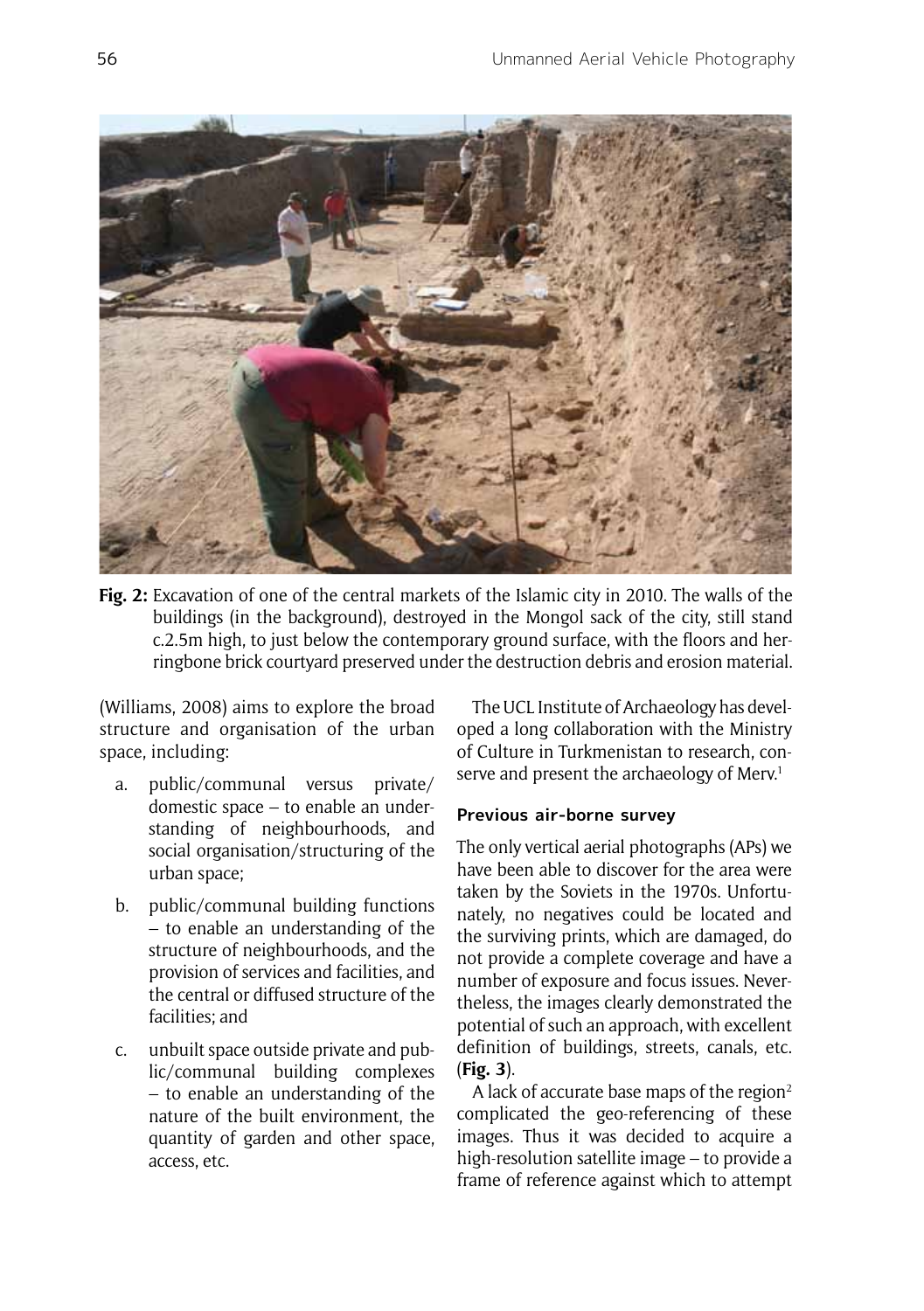**Fig. 2:** Excavation of one of the central markets of the Islamic city in 2010. The walls of the buildings (in the background), destroyed in the Mongol sack of the city, still stand c.2.5m high, to just below the contemporary ground surface, with the floors and herringbone brick courtyard preserved under the destruction debris and erosion material.

(Williams, 2008) aims to explore the broad structure and organisation of the urban space, including:

a. public/communal versus private/domestic space – to enable an understanding of neighbourhoods, and social organisation/structuring of the urban space;

b. public/communal building functions – to enable an understanding of the structure of neighbourhoods, and the provision of services and facilities, and the central or diffused structure of the facilities; and

c. unbuilt space outside private and public/communal building complexes – to enable an understanding of the nature of the built environment, the quantity of garden and other space, access, etc.

The UCL Institute of Archaeology has developed a long collaboration with the Ministry of Culture in Turkmenistan to research, conserve and present the archaeology of Merv.[1]

### Previous air-borne survey

The only vertical aerial photographs (APs) we have been able to discover for the area were taken by the Soviets in the 1970s. Unfortunately, no negatives could be located and the surviving prints, which are damaged, do not provide a complete coverage and have a number of exposure and focus issues. Nevertheless, the images clearly demonstrated the potential of such an approach, with excellent definition of buildings, streets, canals, etc. (**Fig. 3**).

A lack of accurate base maps of the region[2] complicated the geo-referencing of these images. Thus it was decided to acquire a high-resolution satellite image – to provide a frame of reference against which to attempt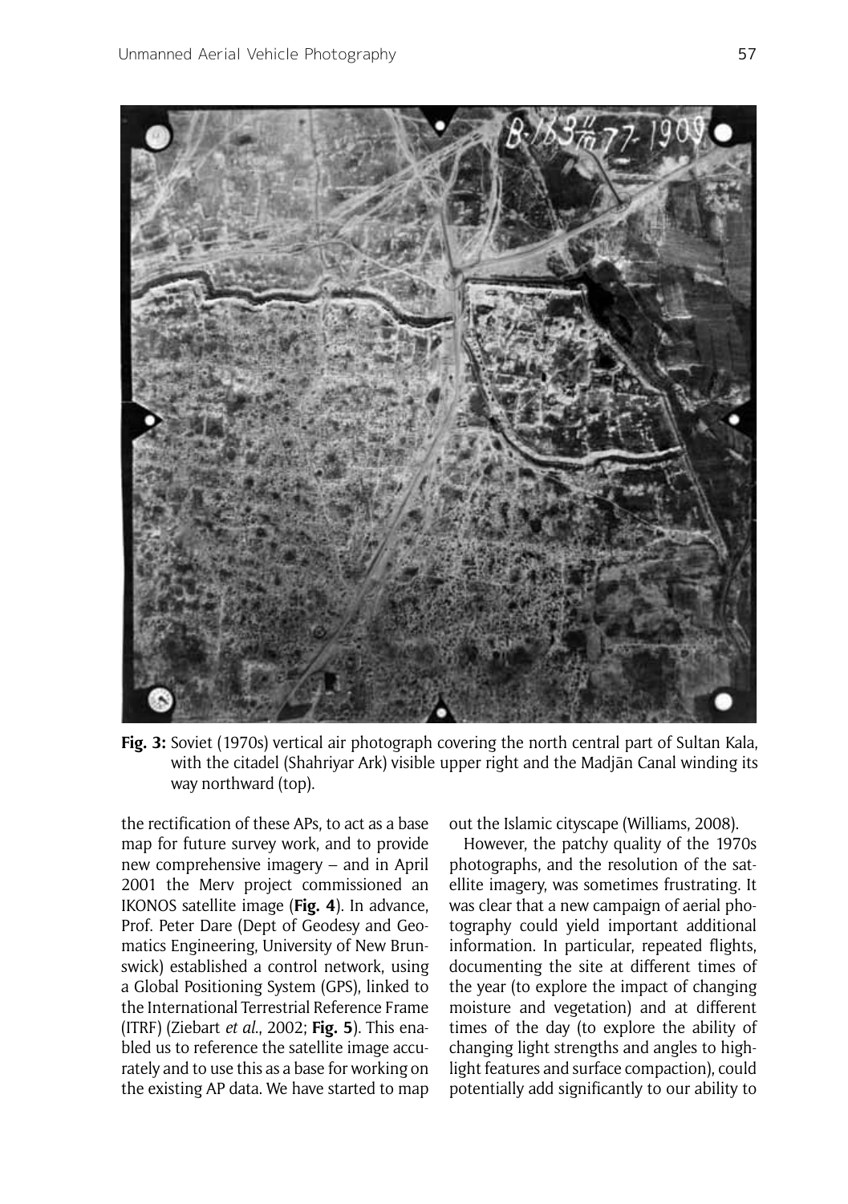**Fig. 3:** Soviet (1970s) vertical air photograph covering the north central part of Sultan Kala, with the citadel (Shahriyar Ark) visible upper right and the Madjān Canal winding its way northward (top).

the rectification of these APs, to act as a base map for future survey work, and to provide new comprehensive imagery – and in April 2001 the Merv project commissioned an IKONOS satellite image (**Fig. 4**). In advance, Prof. Peter Dare (Dept of Geodesy and Geomatics Engineering, University of New Brunswick) established a control network, using a Global Positioning System (GPS), linked to the International Terrestrial Reference Frame (ITRF) (Ziebart *et al.*, 2002; **Fig. 5**). This enabled us to reference the satellite image accurately and to use this as a base for working on the existing AP data. We have started to map out the Islamic cityscape (Williams, 2008).

However, the patchy quality of the 1970s photographs, and the resolution of the satellite imagery, was sometimes frustrating. It was clear that a new campaign of aerial photography could yield important additional information. In particular, repeated flights, documenting the site at different times of the year (to explore the impact of changing moisture and vegetation) and at different times of the day (to explore the ability of changing light strengths and angles to highlight features and surface compaction), could potentially add significantly to our ability to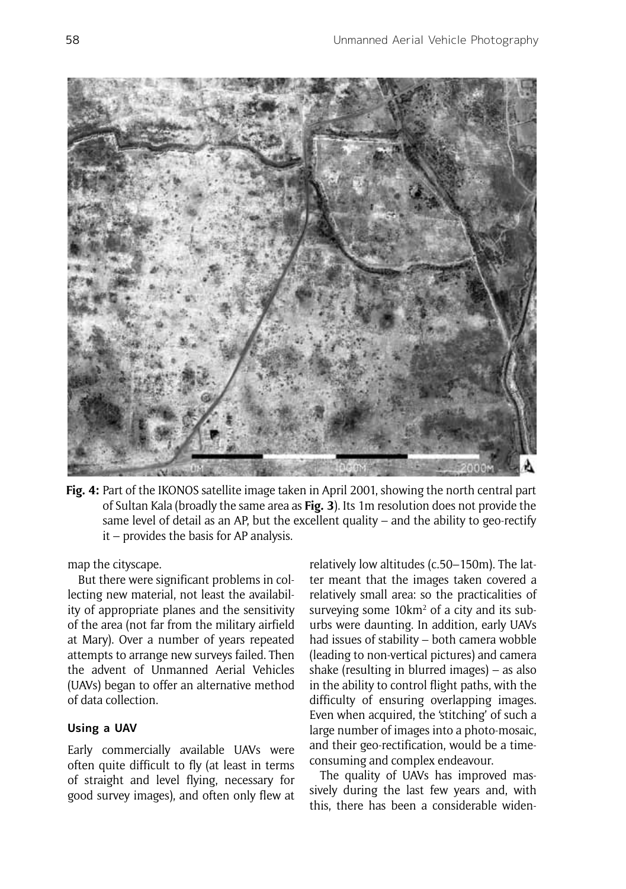**Fig. 4:** Part of the IKONOS satellite image taken in April 2001, showing the north central part of Sultan Kala (broadly the same area as **Fig. 3**). Its 1m resolution does not provide the same level of detail as an AP, but the excellent quality – and the ability to geo-rectify it – provides the basis for AP analysis.

map the cityscape.

But there were significant problems in collecting new material, not least the availability of appropriate planes and the sensitivity of the area (not far from the military airfield at Mary). Over a number of years repeated attempts to arrange new surveys failed. Then the advent of Unmanned Aerial Vehicles (UAVs) began to offer an alternative method of data collection.

### Using a UAV

Early commercially available UAVs were often quite difficult to fly (at least in terms of straight and level flying, necessary for good survey images), and often only flew at relatively low altitudes (c.50–150m). The latter meant that the images taken covered a relatively small area: so the practicalities of surveying some 10km$^2$ of a city and its suburbs were daunting. In addition, early UAVs had issues of stability – both camera wobble (leading to non-vertical pictures) and camera shake (resulting in blurred images) – as also in the ability to control flight paths, with the difficulty of ensuring overlapping images. Even when acquired, the 'stitching' of such a large number of images into a photo-mosaic, and their geo-rectification, would be a time-consuming and complex endeavour.

The quality of UAVs has improved massively during the last few years and, with this, there has been a considerable widen-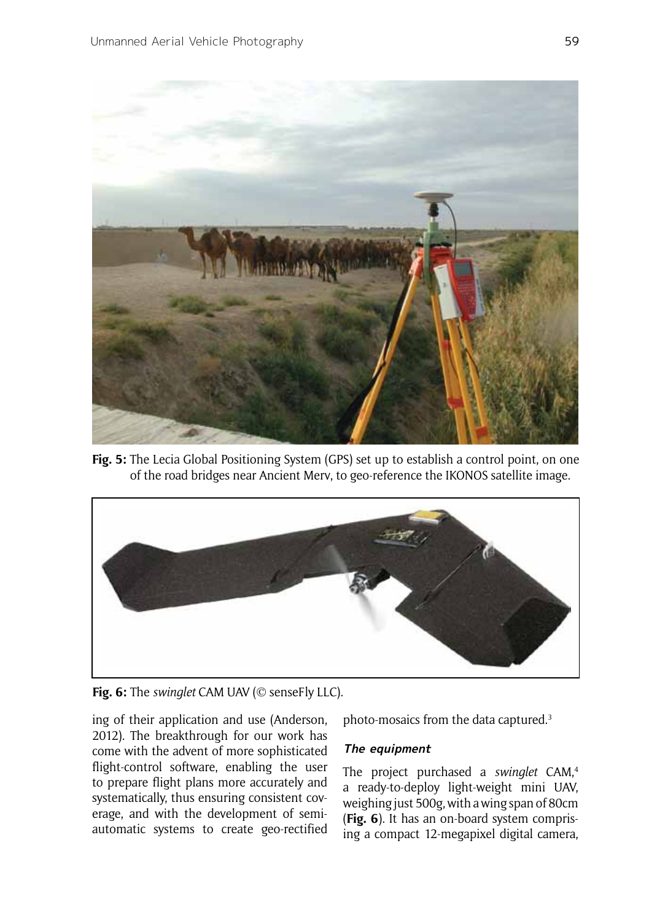**Fig. 5:** The Lecia Global Positioning System (GPS) set up to establish a control point, on one of the road bridges near Ancient Merv, to geo-reference the IKONOS satellite image.

**Fig. 6:** The *swinglet* CAM UAV (© senseFly LLC).

ing of their application and use (Anderson, 2012). The breakthrough for our work has come with the advent of more sophisticated flight-control software, enabling the user to prepare flight plans more accurately and systematically, thus ensuring consistent coverage, and with the development of semi-automatic systems to create geo-rectified photo-mosaics from the data captured.[3]

### The equipment

The project purchased a *swinglet* CAM,[4] a ready-to-deploy light-weight mini UAV, weighing just 500g, with a wing span of 80cm (**Fig. 6**). It has an on-board system comprising a compact 12-megapixel digital camera,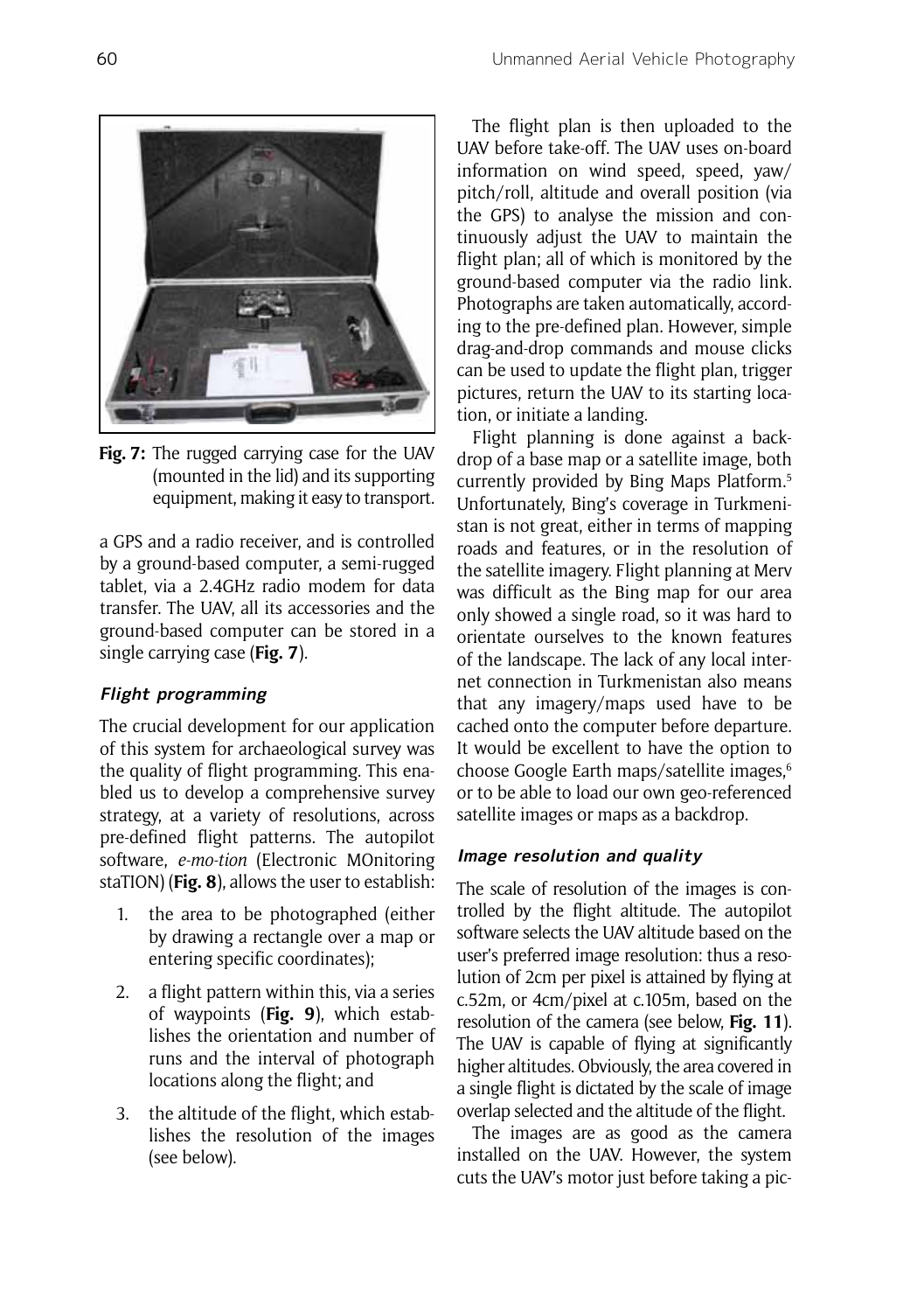Fig. 7: The rugged carrying case for the UAV (mounted in the lid) and its supporting equipment, making it easy to transport.

a GPS and a radio receiver, and is controlled by a ground-based computer, a semi-rugged tablet, via a 2.4GHz radio modem for data transfer. The UAV, all its accessories and the ground-based computer can be stored in a single carrying case (**Fig. 7**).

### *Flight programming*

The crucial development for our application of this system for archaeological survey was the quality of flight programming. This enabled us to develop a comprehensive survey strategy, at a variety of resolutions, across pre-defined flight patterns. The autopilot software, *e-mo-tion* (Electronic MOnitoring staTION) (**Fig. 8**), allows the user to establish:

1. the area to be photographed (either by drawing a rectangle over a map or entering specific coordinates);
2. a flight pattern within this, via a series of waypoints (**Fig. 9**), which establishes the orientation and number of runs and the interval of photograph locations along the flight; and
3. the altitude of the flight, which establishes the resolution of the images (see below).

The flight plan is then uploaded to the UAV before take-off. The UAV uses on-board information on wind speed, speed, yaw/pitch/roll, altitude and overall position (via the GPS) to analyse the mission and continuously adjust the UAV to maintain the flight plan; all of which is monitored by the ground-based computer via the radio link. Photographs are taken automatically, according to the pre-defined plan. However, simple drag-and-drop commands and mouse clicks can be used to update the flight plan, trigger pictures, return the UAV to its starting location, or initiate a landing.

Flight planning is done against a backdrop of a base map or a satellite image, both currently provided by Bing Maps Platform.[5] Unfortunately, Bing's coverage in Turkmenistan is not great, either in terms of mapping roads and features, or in the resolution of the satellite imagery. Flight planning at Merv was difficult as the Bing map for our area only showed a single road, so it was hard to orientate ourselves to the known features of the landscape. The lack of any local internet connection in Turkmenistan also means that any imagery/maps used have to be cached onto the computer before departure. It would be excellent to have the option to choose Google Earth maps/satellite images,[6] or to be able to load our own geo-referenced satellite images or maps as a backdrop.

### *Image resolution and quality*

The scale of resolution of the images is controlled by the flight altitude. The autopilot software selects the UAV altitude based on the user's preferred image resolution: thus a resolution of 2cm per pixel is attained by flying at c.52m, or 4cm/pixel at c.105m, based on the resolution of the camera (see below, **Fig. 11**). The UAV is capable of flying at significantly higher altitudes. Obviously, the area covered in a single flight is dictated by the scale of image overlap selected and the altitude of the flight.

The images are as good as the camera installed on the UAV. However, the system cuts the UAV's motor just before taking a pic-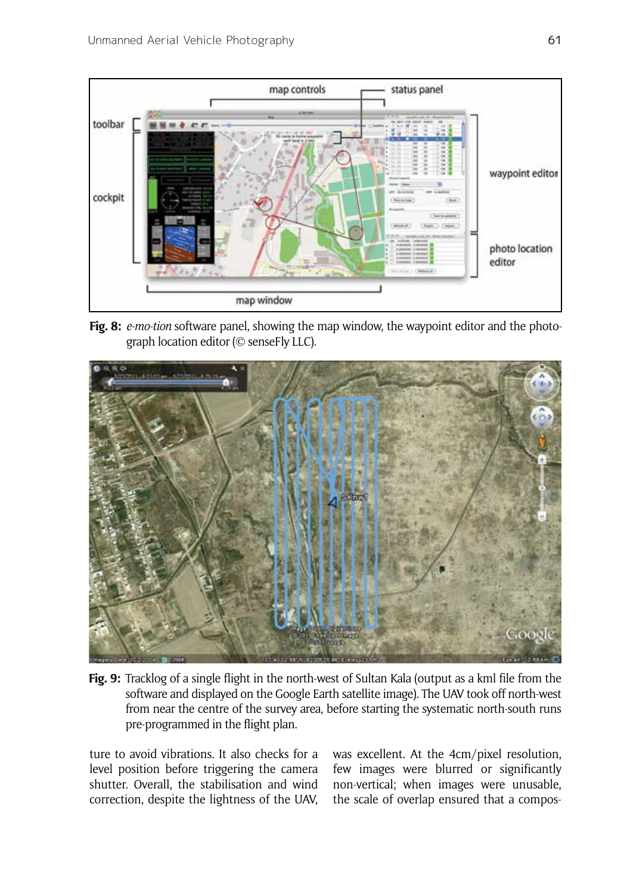**Fig. 8:** *e-mo-tion* software panel, showing the map window, the waypoint editor and the photograph location editor (© senseFly LLC).

**Fig. 9:** Tracklog of a single flight in the north-west of Sultan Kala (output as a kml file from the software and displayed on the Google Earth satellite image). The UAV took off north-west from near the centre of the survey area, before starting the systematic north-south runs pre-programmed in the flight plan.

ture to avoid vibrations. It also checks for a level position before triggering the camera shutter. Overall, the stabilisation and wind correction, despite the lightness of the UAV, was excellent. At the 4cm/pixel resolution, few images were blurred or significantly non-vertical; when images were unusable, the scale of overlap ensured that a compos-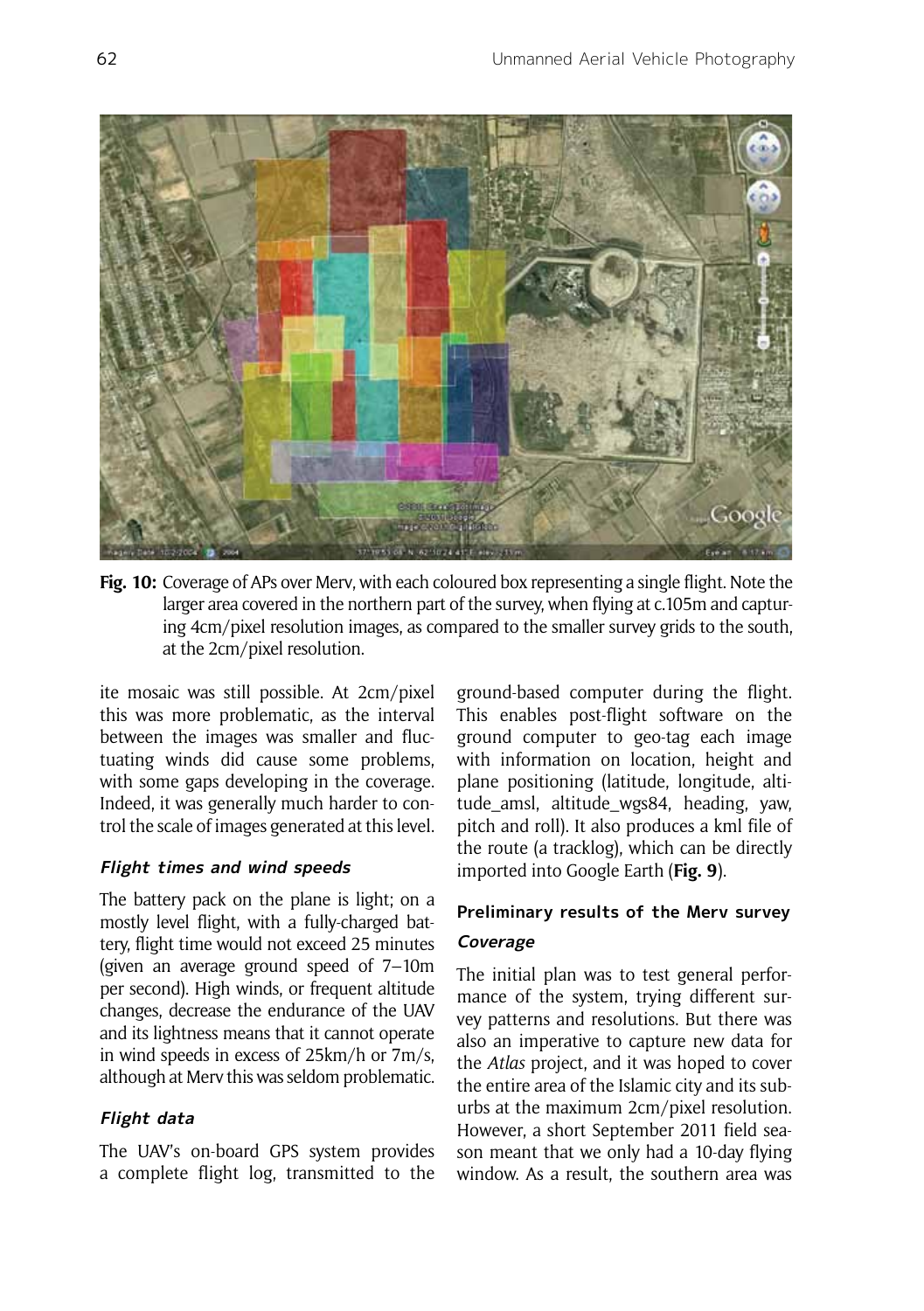Fig. 10: Coverage of APs over Merv, with each coloured box representing a single flight. Note the larger area covered in the northern part of the survey, when flying at c.105m and capturing 4cm/pixel resolution images, as compared to the smaller survey grids to the south, at the 2cm/pixel resolution.

ite mosaic was still possible. At 2cm/pixel this was more problematic, as the interval between the images was smaller and fluctuating winds did cause some problems, with some gaps developing in the coverage. Indeed, it was generally much harder to control the scale of images generated at this level.

#### *Flight times and wind speeds*

The battery pack on the plane is light; on a mostly level flight, with a fully-charged battery, flight time would not exceed 25 minutes (given an average ground speed of 7–10m per second). High winds, or frequent altitude changes, decrease the endurance of the UAV and its lightness means that it cannot operate in wind speeds in excess of 25km/h or 7m/s, although at Merv this was seldom problematic.

#### *Flight data*

The UAV's on-board GPS system provides a complete flight log, transmitted to the ground-based computer during the flight. This enables post-flight software on the ground computer to geo-tag each image with information on location, height and plane positioning (latitude, longitude, altitude_amsl, altitude_wgs84, heading, yaw, pitch and roll). It also produces a kml file of the route (a tracklog), which can be directly imported into Google Earth (**Fig. 9**).

### Preliminary results of the Merv survey

#### *Coverage*

The initial plan was to test general performance of the system, trying different survey patterns and resolutions. But there was also an imperative to capture new data for the *Atlas* project, and it was hoped to cover the entire area of the Islamic city and its suburbs at the maximum 2cm/pixel resolution. However, a short September 2011 field season meant that we only had a 10-day flying window. As a result, the southern area was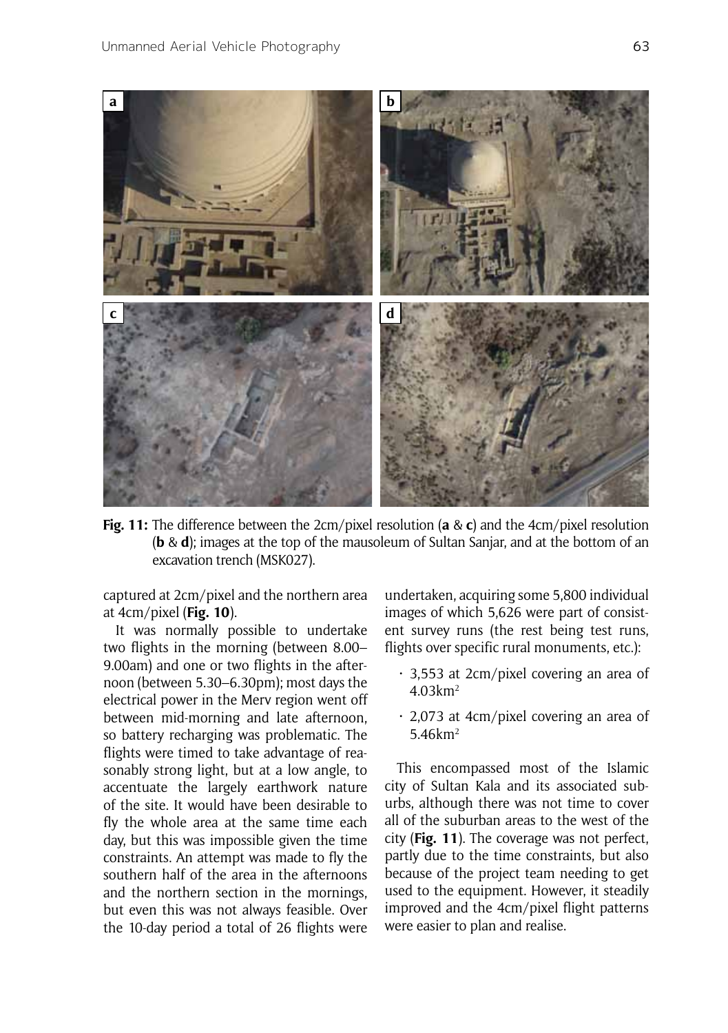**Fig. 11:** The difference between the 2cm/pixel resolution (**a** & **c**) and the 4cm/pixel resolution (**b** & **d**); images at the top of the mausoleum of Sultan Sanjar, and at the bottom of an excavation trench (MSK027).

captured at 2cm/pixel and the northern area at 4cm/pixel (**Fig. 10**).

It was normally possible to undertake two flights in the morning (between 8.00–9.00am) and one or two flights in the afternoon (between 5.30–6.30pm); most days the electrical power in the Merv region went off between mid-morning and late afternoon, so battery recharging was problematic. The flights were timed to take advantage of reasonably strong light, but at a low angle, to accentuate the largely earthwork nature of the site. It would have been desirable to fly the whole area at the same time each day, but this was impossible given the time constraints. An attempt was made to fly the southern half of the area in the afternoons and the northern section in the mornings, but even this was not always feasible. Over the 10-day period a total of 26 flights were undertaken, acquiring some 5,800 individual images of which 5,626 were part of consistent survey runs (the rest being test runs, flights over specific rural monuments, etc.):

- 3,553 at 2cm/pixel covering an area of 4.03km$^2$
- 2,073 at 4cm/pixel covering an area of 5.46km$^2$

This encompassed most of the Islamic city of Sultan Kala and its associated suburbs, although there was not time to cover all of the suburban areas to the west of the city (**Fig. 11**). The coverage was not perfect, partly due to the time constraints, but also because of the project team needing to get used to the equipment. However, it steadily improved and the 4cm/pixel flight patterns were easier to plan and realise.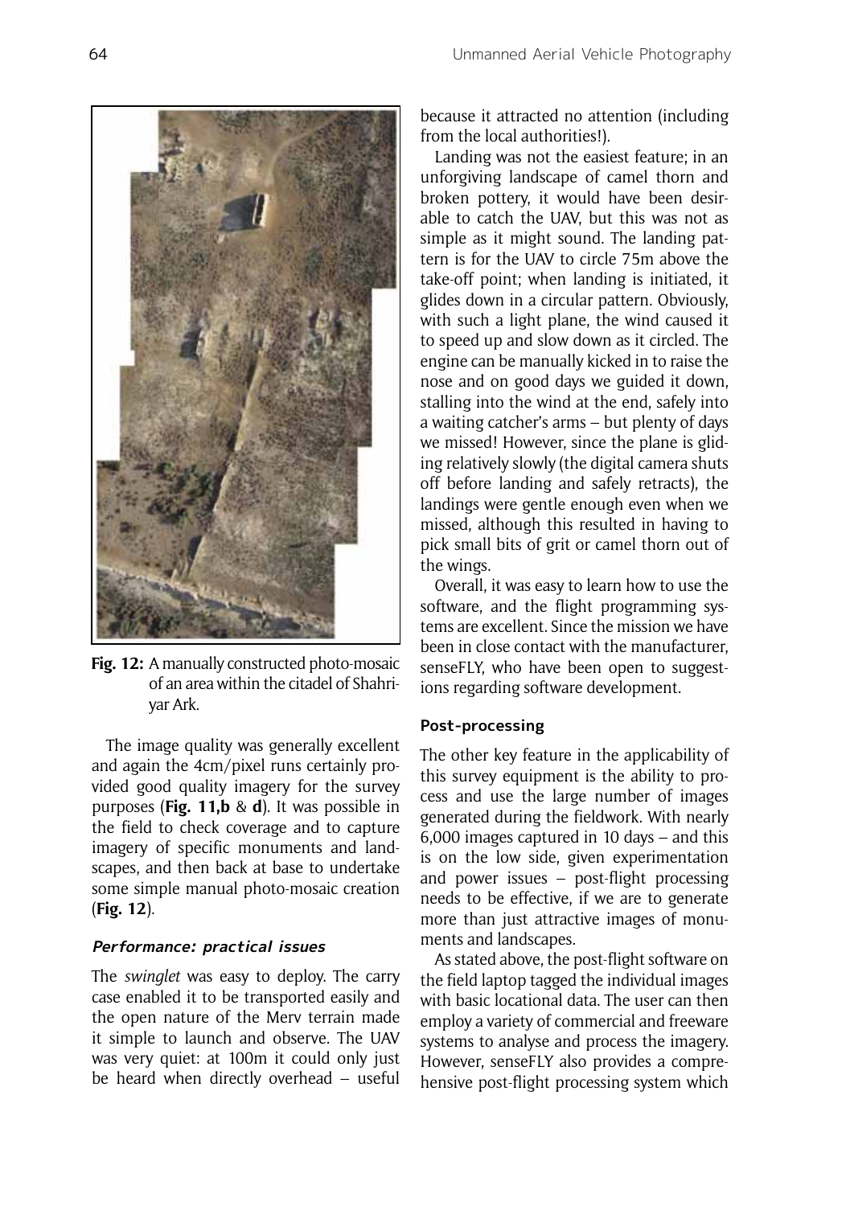Fig. 12: A manually constructed photo-mosaic of an area within the citadel of Shahriyar Ark.

The image quality was generally excellent and again the 4cm/pixel runs certainly provided good quality imagery for the survey purposes (**Fig. 11,b** & **d**). It was possible in the field to check coverage and to capture imagery of specific monuments and landscapes, and then back at base to undertake some simple manual photo-mosaic creation (**Fig. 12**).

### *Performance: practical issues*

The *swinglet* was easy to deploy. The carry case enabled it to be transported easily and the open nature of the Merv terrain made it simple to launch and observe. The UAV was very quiet: at 100m it could only just be heard when directly overhead – useful because it attracted no attention (including from the local authorities!).

Landing was not the easiest feature; in an unforgiving landscape of camel thorn and broken pottery, it would have been desirable to catch the UAV, but this was not as simple as it might sound. The landing pattern is for the UAV to circle 75m above the take-off point; when landing is initiated, it glides down in a circular pattern. Obviously, with such a light plane, the wind caused it to speed up and slow down as it circled. The engine can be manually kicked in to raise the nose and on good days we guided it down, stalling into the wind at the end, safely into a waiting catcher's arms – but plenty of days we missed! However, since the plane is gliding relatively slowly (the digital camera shuts off before landing and safely retracts), the landings were gentle enough even when we missed, although this resulted in having to pick small bits of grit or camel thorn out of the wings.

Overall, it was easy to learn how to use the software, and the flight programming systems are excellent. Since the mission we have been in close contact with the manufacturer, senseFLY, who have been open to suggestions regarding software development.

### Post-processing

The other key feature in the applicability of this survey equipment is the ability to process and use the large number of images generated during the fieldwork. With nearly 6,000 images captured in 10 days – and this is on the low side, given experimentation and power issues – post-flight processing needs to be effective, if we are to generate more than just attractive images of monuments and landscapes.

As stated above, the post-flight software on the field laptop tagged the individual images with basic locational data. The user can then employ a variety of commercial and freeware systems to analyse and process the imagery. However, senseFLY also provides a comprehensive post-flight processing system which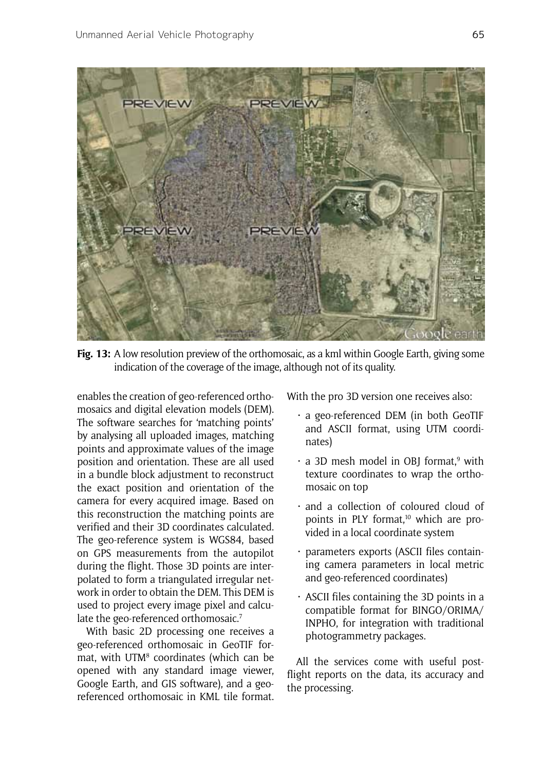**Fig. 13:** A low resolution preview of the orthomosaic, as a kml within Google Earth, giving some indication of the coverage of the image, although not of its quality.

enables the creation of geo-referenced orthomosaics and digital elevation models (DEM). The software searches for 'matching points' by analysing all uploaded images, matching points and approximate values of the image position and orientation. These are all used in a bundle block adjustment to reconstruct the exact position and orientation of the camera for every acquired image. Based on this reconstruction the matching points are verified and their 3D coordinates calculated. The geo-reference system is WGS84, based on GPS measurements from the autopilot during the flight. Those 3D points are interpolated to form a triangulated irregular network in order to obtain the DEM. This DEM is used to project every image pixel and calculate the geo-referenced orthomosaic.[7]

With basic 2D processing one receives a geo-referenced orthomosaic in GeoTIF format, with UTM[8] coordinates (which can be opened with any standard image viewer, Google Earth, and GIS software), and a geo-referenced orthomosaic in KML tile format.

With the pro 3D version one receives also:

- a geo-referenced DEM (in both GeoTIF and ASCII format, using UTM coordinates)
- a 3D mesh model in OBJ format,[9] with texture coordinates to wrap the orthomosaic on top
- and a collection of coloured cloud of points in PLY format,[10] which are provided in a local coordinate system
- parameters exports (ASCII files containing camera parameters in local metric and geo-referenced coordinates)
- ASCII files containing the 3D points in a compatible format for BINGO/ORIMA/INPHO, for integration with traditional photogrammetry packages.

All the services come with useful post-flight reports on the data, its accuracy and the processing.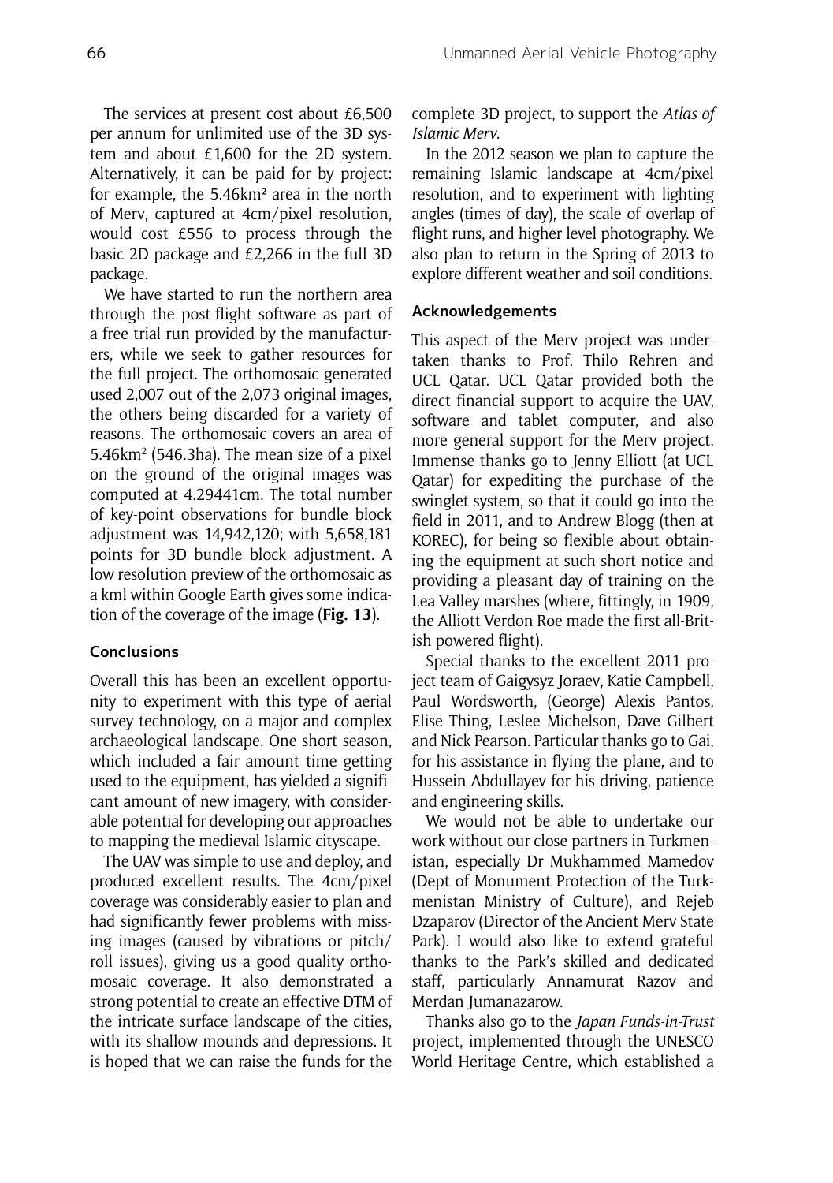The services at present cost about £6,500 per annum for unlimited use of the 3D system and about £1,600 for the 2D system. Alternatively, it can be paid for by project: for example, the 5.46km² area in the north of Merv, captured at 4cm/pixel resolution, would cost £556 to process through the basic 2D package and £2,266 in the full 3D package.

We have started to run the northern area through the post-flight software as part of a free trial run provided by the manufacturers, while we seek to gather resources for the full project. The orthomosaic generated used 2,007 out of the 2,073 original images, the others being discarded for a variety of reasons. The orthomosaic covers an area of 5.46km$^2$ (546.3ha). The mean size of a pixel on the ground of the original images was computed at 4.29441cm. The total number of key-point observations for bundle block adjustment was 14,942,120; with 5,658,181 points for 3D bundle block adjustment. A low resolution preview of the orthomosaic as a kml within Google Earth gives some indication of the coverage of the image (**Fig. 13**).

### Conclusions

Overall this has been an excellent opportunity to experiment with this type of aerial survey technology, on a major and complex archaeological landscape. One short season, which included a fair amount time getting used to the equipment, has yielded a significant amount of new imagery, with considerable potential for developing our approaches to mapping the medieval Islamic cityscape.

The UAV was simple to use and deploy, and produced excellent results. The 4cm/pixel coverage was considerably easier to plan and had significantly fewer problems with missing images (caused by vibrations or pitch/roll issues), giving us a good quality orthomosaic coverage. It also demonstrated a strong potential to create an effective DTM of the intricate surface landscape of the cities, with its shallow mounds and depressions. It is hoped that we can raise the funds for the complete 3D project, to support the *Atlas of Islamic Merv*.

In the 2012 season we plan to capture the remaining Islamic landscape at 4cm/pixel resolution, and to experiment with lighting angles (times of day), the scale of overlap of flight runs, and higher level photography. We also plan to return in the Spring of 2013 to explore different weather and soil conditions.

### Acknowledgements

This aspect of the Merv project was undertaken thanks to Prof. Thilo Rehren and UCL Qatar. UCL Qatar provided both the direct financial support to acquire the UAV, software and tablet computer, and also more general support for the Merv project. Immense thanks go to Jenny Elliott (at UCL Qatar) for expediting the purchase of the swinglet system, so that it could go into the field in 2011, and to Andrew Blogg (then at KOREC), for being so flexible about obtaining the equipment at such short notice and providing a pleasant day of training on the Lea Valley marshes (where, fittingly, in 1909, the Alliott Verdon Roe made the first all-British powered flight).

Special thanks to the excellent 2011 project team of Gaigysyz Joraev, Katie Campbell, Paul Wordsworth, (George) Alexis Pantos, Elise Thing, Leslee Michelson, Dave Gilbert and Nick Pearson. Particular thanks go to Gai, for his assistance in flying the plane, and to Hussein Abdullayev for his driving, patience and engineering skills.

We would not be able to undertake our work without our close partners in Turkmenistan, especially Dr Mukhammed Mamedov (Dept of Monument Protection of the Turkmenistan Ministry of Culture), and Rejeb Dzaparov (Director of the Ancient Merv State Park). I would also like to extend grateful thanks to the Park's skilled and dedicated staff, particularly Annamurat Razov and Merdan Jumanazarow.

Thanks also go to the *Japan Funds-in-Trust* project, implemented through the UNESCO World Heritage Centre, which established a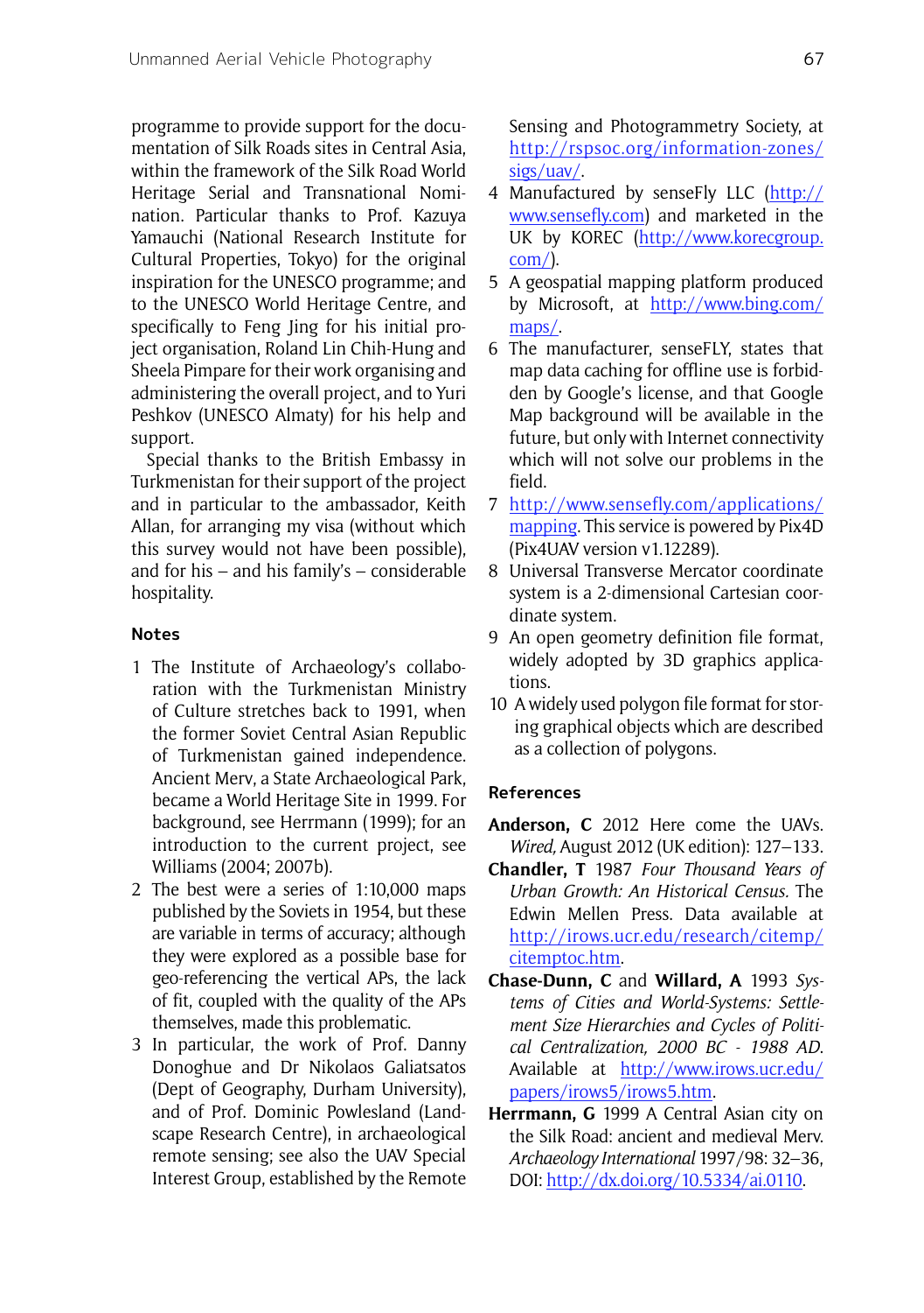programme to provide support for the documentation of Silk Roads sites in Central Asia, within the framework of the Silk Road World Heritage Serial and Transnational Nomination. Particular thanks to Prof. Kazuya Yamauchi (National Research Institute for Cultural Properties, Tokyo) for the original inspiration for the UNESCO programme; and to the UNESCO World Heritage Centre, and specifically to Feng Jing for his initial project organisation, Roland Lin Chih-Hung and Sheela Pimpare for their work organising and administering the overall project, and to Yuri Peshkov (UNESCO Almaty) for his help and support.

Special thanks to the British Embassy in Turkmenistan for their support of the project and in particular to the ambassador, Keith Allan, for arranging my visa (without which this survey would not have been possible), and for his – and his family's – considerable hospitality.

## Notes

1. The Institute of Archaeology's collaboration with the Turkmenistan Ministry of Culture stretches back to 1991, when the former Soviet Central Asian Republic of Turkmenistan gained independence. Ancient Merv, a State Archaeological Park, became a World Heritage Site in 1999. For background, see Herrmann (1999); for an introduction to the current project, see Williams (2004; 2007b).
2. The best were a series of 1:10,000 maps published by the Soviets in 1954, but these are variable in terms of accuracy; although they were explored as a possible base for geo-referencing the vertical APs, the lack of fit, coupled with the quality of the APs themselves, made this problematic.
3. In particular, the work of Prof. Danny Donoghue and Dr Nikolaos Galiatsatos (Dept of Geography, Durham University), and of Prof. Dominic Powlesland (Landscape Research Centre), in archaeological remote sensing; see also the UAV Special Interest Group, established by the Remote Sensing and Photogrammetry Society, at http://rspsoc.org/information-zones/sigs/uav/.
4. Manufactured by senseFly LLC (http://www.sensefly.com) and marketed in the UK by KOREC (http://www.korecgroup.com/).
5. A geospatial mapping platform produced by Microsoft, at http://www.bing.com/maps/.
6. The manufacturer, senseFLY, states that map data caching for offline use is forbidden by Google's license, and that Google Map background will be available in the future, but only with Internet connectivity which will not solve our problems in the field.
7. http://www.sensefly.com/applications/mapping. This service is powered by Pix4D (Pix4UAV version v1.12289).
8. Universal Transverse Mercator coordinate system is a 2-dimensional Cartesian coordinate system.
9. An open geometry definition file format, widely adopted by 3D graphics applications.
10. A widely used polygon file format for storing graphical objects which are described as a collection of polygons.

## References

**Anderson, C** 2012 Here come the UAVs. *Wired*, August 2012 (UK edition): 127–133.

**Chandler, T** 1987 *Four Thousand Years of Urban Growth: An Historical Census.* The Edwin Mellen Press. Data available at http://irows.ucr.edu/research/citemp/citemptoc.htm.

**Chase-Dunn, C** and **Willard, A** 1993 *Systems of Cities and World-Systems: Settlement Size Hierarchies and Cycles of Political Centralization, 2000 BC - 1988 AD.* Available at http://www.irows.ucr.edu/papers/irows5/irows5.htm.

**Herrmann, G** 1999 A Central Asian city on the Silk Road: ancient and medieval Merv. *Archaeology International* 1997/98: 32–36, DOI: http://dx.doi.org/10.5334/ai.0110.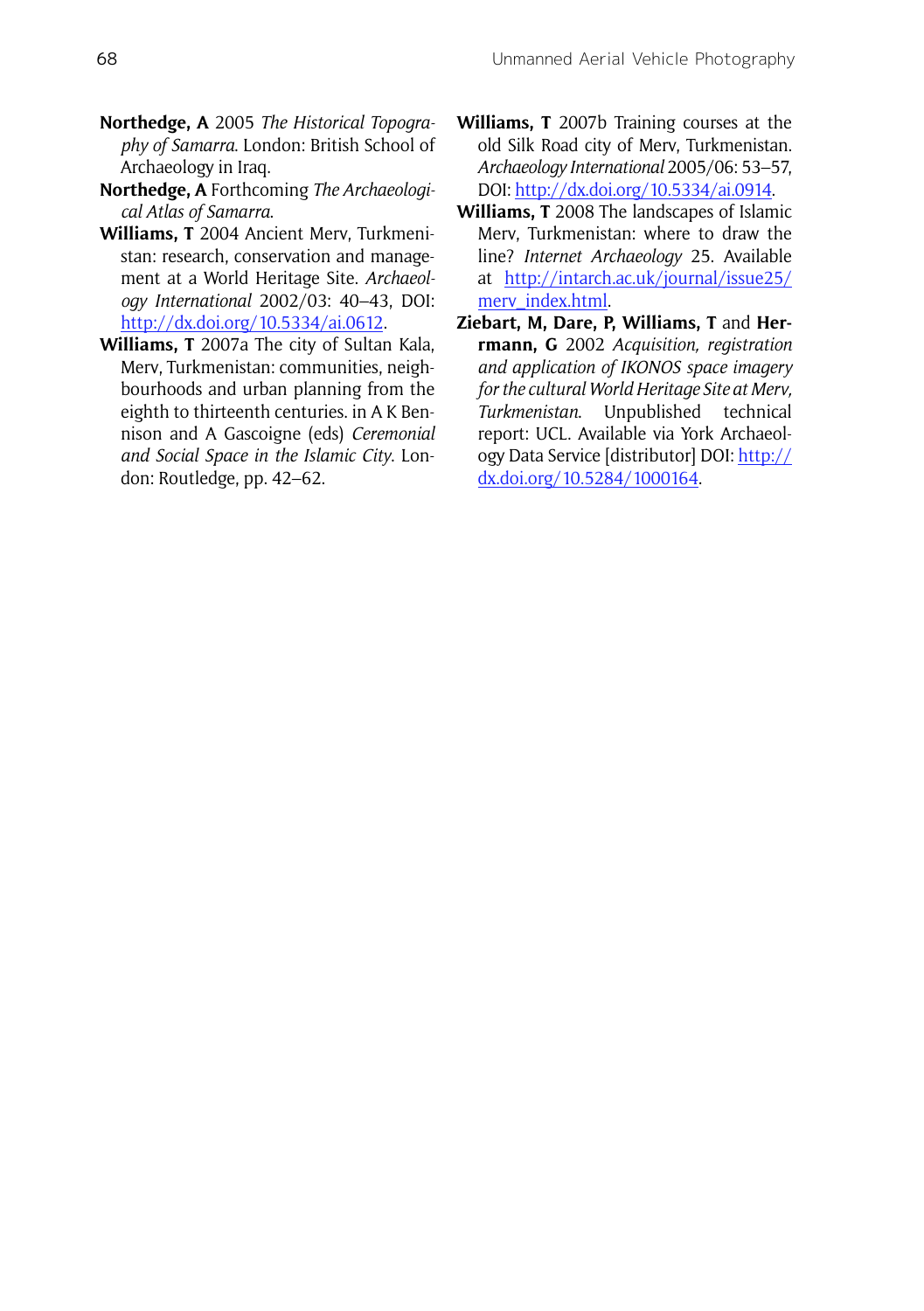**Northedge, A** 2005 *The Historical Topography of Samarra*. London: British School of Archaeology in Iraq.

**Northedge, A** Forthcoming *The Archaeological Atlas of Samarra*.

**Williams, T** 2004 Ancient Merv, Turkmenistan: research, conservation and management at a World Heritage Site. *Archaeology International* 2002/03: 40–43, DOI: http://dx.doi.org/10.5334/ai.0612.

**Williams, T** 2007a The city of Sultan Kala, Merv, Turkmenistan: communities, neighbourhoods and urban planning from the eighth to thirteenth centuries. in A K Bennison and A Gascoigne (eds) *Ceremonial and Social Space in the Islamic City*. London: Routledge, pp. 42–62.

**Williams, T** 2007b Training courses at the old Silk Road city of Merv, Turkmenistan. *Archaeology International* 2005/06: 53–57, DOI: http://dx.doi.org/10.5334/ai.0914.

**Williams, T** 2008 The landscapes of Islamic Merv, Turkmenistan: where to draw the line? *Internet Archaeology* 25. Available at http://intarch.ac.uk/journal/issue25/merv_index.html.

**Ziebart, M, Dare, P, Williams, T** and **Herrmann, G** 2002 *Acquisition, registration and application of IKONOS space imagery for the cultural World Heritage Site at Merv, Turkmenistan*. Unpublished technical report: UCL. Available via York Archaeology Data Service [distributor] DOI: http://dx.doi.org/10.5284/1000164.